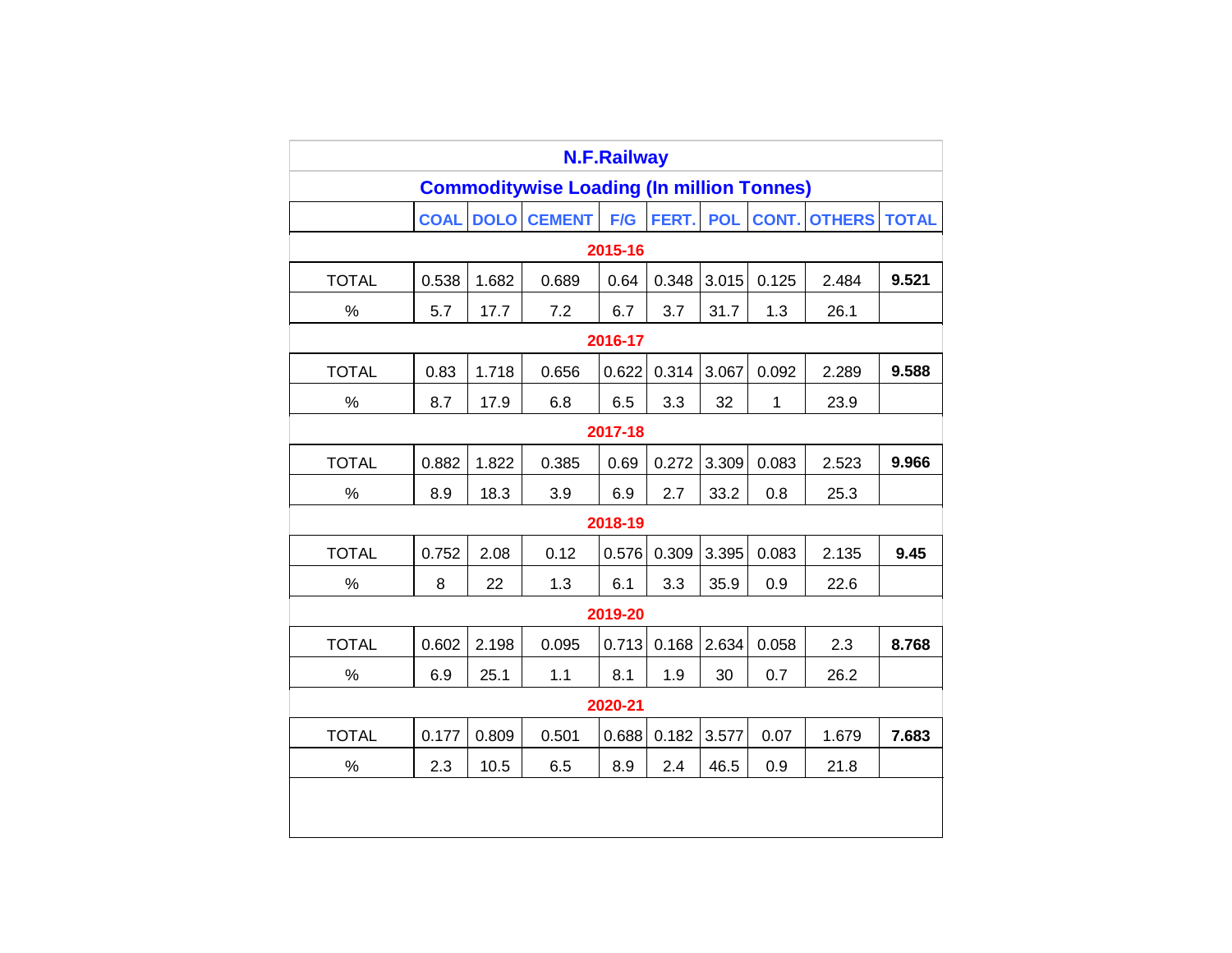# N.F.Railway

## Commoditywise Loading (In million Tonnes)

| | COAL | DOLO | CEMENT | F/G | FERT. | POL | CONT. | OTHERS | TOTAL |
|---|---|---|---|---|---|---|---|---|---|
| **2015-16** | | | | | | | | | |
| TOTAL | 0.538 | 1.682 | 0.689 | 0.64 | 0.348 | 3.015 | 0.125 | 2.484 | **9.521** |
| % | 5.7 | 17.7 | 7.2 | 6.7 | 3.7 | 31.7 | 1.3 | 26.1 | |
| **2016-17** | | | | | | | | | |
| TOTAL | 0.83 | 1.718 | 0.656 | 0.622 | 0.314 | 3.067 | 0.092 | 2.289 | **9.588** |
| % | 8.7 | 17.9 | 6.8 | 6.5 | 3.3 | 32 | 1 | 23.9 | |
| **2017-18** | | | | | | | | | |
| TOTAL | 0.882 | 1.822 | 0.385 | 0.69 | 0.272 | 3.309 | 0.083 | 2.523 | **9.966** |
| % | 8.9 | 18.3 | 3.9 | 6.9 | 2.7 | 33.2 | 0.8 | 25.3 | |
| **2018-19** | | | | | | | | | |
| TOTAL | 0.752 | 2.08 | 0.12 | 0.576 | 0.309 | 3.395 | 0.083 | 2.135 | **9.45** |
| % | 8 | 22 | 1.3 | 6.1 | 3.3 | 35.9 | 0.9 | 22.6 | |
| **2019-20** | | | | | | | | | |
| TOTAL | 0.602 | 2.198 | 0.095 | 0.713 | 0.168 | 2.634 | 0.058 | 2.3 | **8.768** |
| % | 6.9 | 25.1 | 1.1 | 8.1 | 1.9 | 30 | 0.7 | 26.2 | |
| **2020-21** | | | | | | | | | |
| TOTAL | 0.177 | 0.809 | 0.501 | 0.688 | 0.182 | 3.577 | 0.07 | 1.679 | **7.683** |
| % | 2.3 | 10.5 | 6.5 | 8.9 | 2.4 | 46.5 | 0.9 | 21.8 | |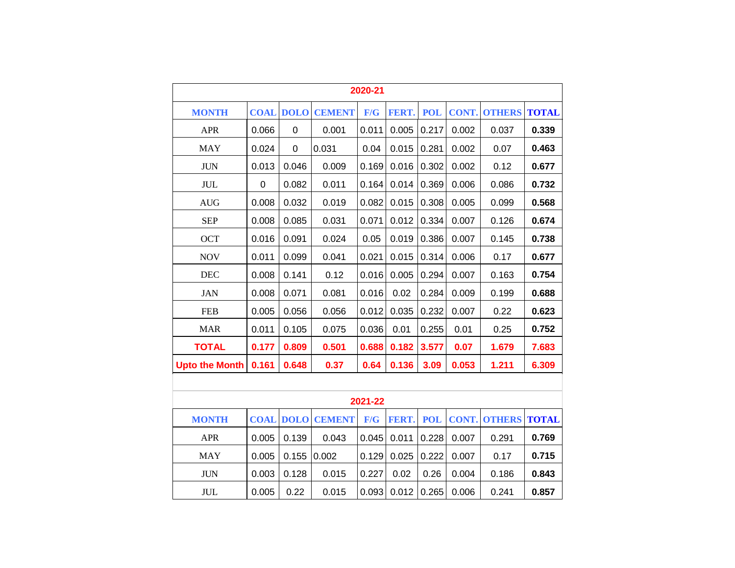## 2020-21

| MONTH | COAL | DOLO | CEMENT | F/G | FERT. | POL | CONT. | OTHERS | TOTAL |
|---|---|---|---|---|---|---|---|---|---|
| APR | 0.066 | 0 | 0.001 | 0.011 | 0.005 | 0.217 | 0.002 | 0.037 | **0.339** |
| MAY | 0.024 | 0 | 0.031 | 0.04 | 0.015 | 0.281 | 0.002 | 0.07 | **0.463** |
| JUN | 0.013 | 0.046 | 0.009 | 0.169 | 0.016 | 0.302 | 0.002 | 0.12 | **0.677** |
| JUL | 0 | 0.082 | 0.011 | 0.164 | 0.014 | 0.369 | 0.006 | 0.086 | **0.732** |
| AUG | 0.008 | 0.032 | 0.019 | 0.082 | 0.015 | 0.308 | 0.005 | 0.099 | **0.568** |
| SEP | 0.008 | 0.085 | 0.031 | 0.071 | 0.012 | 0.334 | 0.007 | 0.126 | **0.674** |
| OCT | 0.016 | 0.091 | 0.024 | 0.05 | 0.019 | 0.386 | 0.007 | 0.145 | **0.738** |
| NOV | 0.011 | 0.099 | 0.041 | 0.021 | 0.015 | 0.314 | 0.006 | 0.17 | **0.677** |
| DEC | 0.008 | 0.141 | 0.12 | 0.016 | 0.005 | 0.294 | 0.007 | 0.163 | **0.754** |
| JAN | 0.008 | 0.071 | 0.081 | 0.016 | 0.02 | 0.284 | 0.009 | 0.199 | **0.688** |
| FEB | 0.005 | 0.056 | 0.056 | 0.012 | 0.035 | 0.232 | 0.007 | 0.22 | **0.623** |
| MAR | 0.011 | 0.105 | 0.075 | 0.036 | 0.01 | 0.255 | 0.01 | 0.25 | **0.752** |
| **TOTAL** | **0.177** | **0.809** | **0.501** | **0.688** | **0.182** | **3.577** | **0.07** | **1.679** | **7.683** |
| **Upto the Month** | **0.161** | **0.648** | **0.37** | **0.64** | **0.136** | **3.09** | **0.053** | **1.211** | **6.309** |

## 2021-22

| MONTH | COAL | DOLO | CEMENT | F/G | FERT. | POL | CONT. | OTHERS | TOTAL |
|---|---|---|---|---|---|---|---|---|---|
| APR | 0.005 | 0.139 | 0.043 | 0.045 | 0.011 | 0.228 | 0.007 | 0.291 | **0.769** |
| MAY | 0.005 | 0.155 | 0.002 | 0.129 | 0.025 | 0.222 | 0.007 | 0.17 | **0.715** |
| JUN | 0.003 | 0.128 | 0.015 | 0.227 | 0.02 | 0.26 | 0.004 | 0.186 | **0.843** |
| JUL | 0.005 | 0.22 | 0.015 | 0.093 | 0.012 | 0.265 | 0.006 | 0.241 | **0.857** |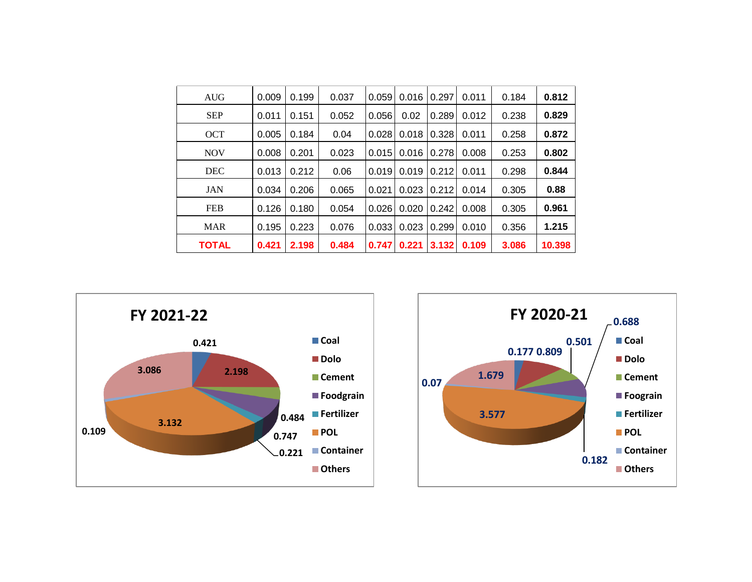| AUG | 0.009 | 0.199 | 0.037 | 0.059 | 0.016 | 0.297 | 0.011 | 0.184 | **0.812** |
|---|---|---|---|---|---|---|---|---|---|
| SEP | 0.011 | 0.151 | 0.052 | 0.056 | 0.02 | 0.289 | 0.012 | 0.238 | **0.829** |
| OCT | 0.005 | 0.184 | 0.04 | 0.028 | 0.018 | 0.328 | 0.011 | 0.258 | **0.872** |
| NOV | 0.008 | 0.201 | 0.023 | 0.015 | 0.016 | 0.278 | 0.008 | 0.253 | **0.802** |
| DEC | 0.013 | 0.212 | 0.06 | 0.019 | 0.019 | 0.212 | 0.011 | 0.298 | **0.844** |
| JAN | 0.034 | 0.206 | 0.065 | 0.021 | 0.023 | 0.212 | 0.014 | 0.305 | **0.88** |
| FEB | 0.126 | 0.180 | 0.054 | 0.026 | 0.020 | 0.242 | 0.008 | 0.305 | **0.961** |
| MAR | 0.195 | 0.223 | 0.076 | 0.033 | 0.023 | 0.299 | 0.010 | 0.356 | **1.215** |
| **TOTAL** | **0.421** | **2.198** | **0.484** | **0.747** | **0.221** | **3.132** | **0.109** | **3.086** | **10.398** |

**FY 2021-22**

| Commodity | Value |
|---|---|
| Coal | 0.421 |
| Dolo | 2.198 |
| Cement | 0.484 |
| Foodgrain | 0.747 |
| Fertilizer | 0.221 |
| POL | 3.132 |
| Container | 0.109 |
| Others | 3.086 |

**FY 2020-21**

| Commodity | Value |
|---|---|
| Coal | 0.177 |
| Dolo | 0.809 |
| Cement | 0.501 |
| Foograin | 0.688 |
| Fertilizer | 0.182 |
| POL | 3.577 |
| Container | 0.07 |
| Others | 1.679 |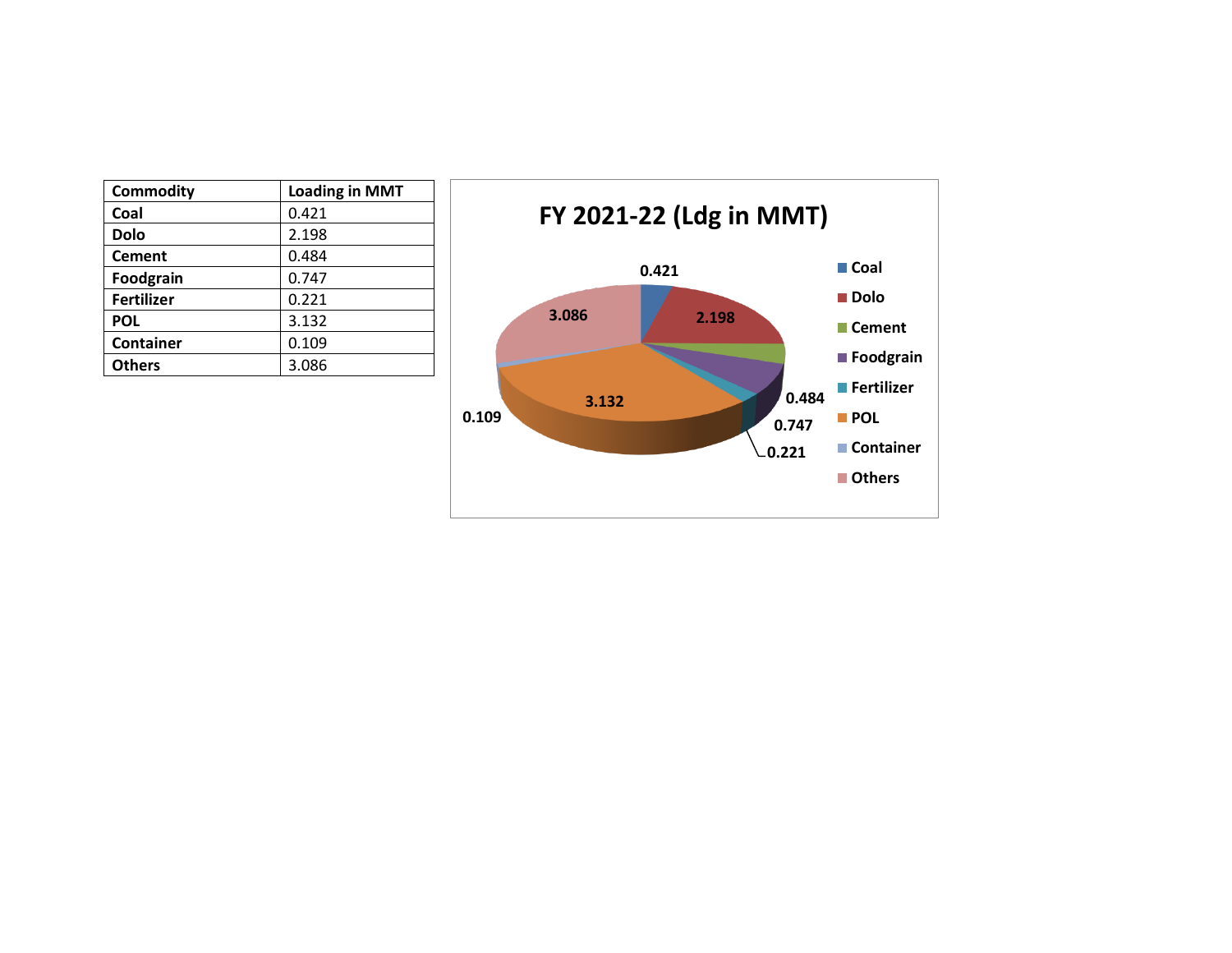| Commodity | Loading in MMT |
|---|---|
| **Coal** | 0.421 |
| **Dolo** | 2.198 |
| **Cement** | 0.484 |
| **Foodgrain** | 0.747 |
| **Fertilizer** | 0.221 |
| **POL** | 3.132 |
| **Container** | 0.109 |
| **Others** | 3.086 |

**FY 2021-22 (Ldg in MMT)**

0.421
2.198
3.086
3.132
0.109
0.484
0.747
0.221

Coal
Dolo
Cement
Foodgrain
Fertilizer
POL
Container
Others